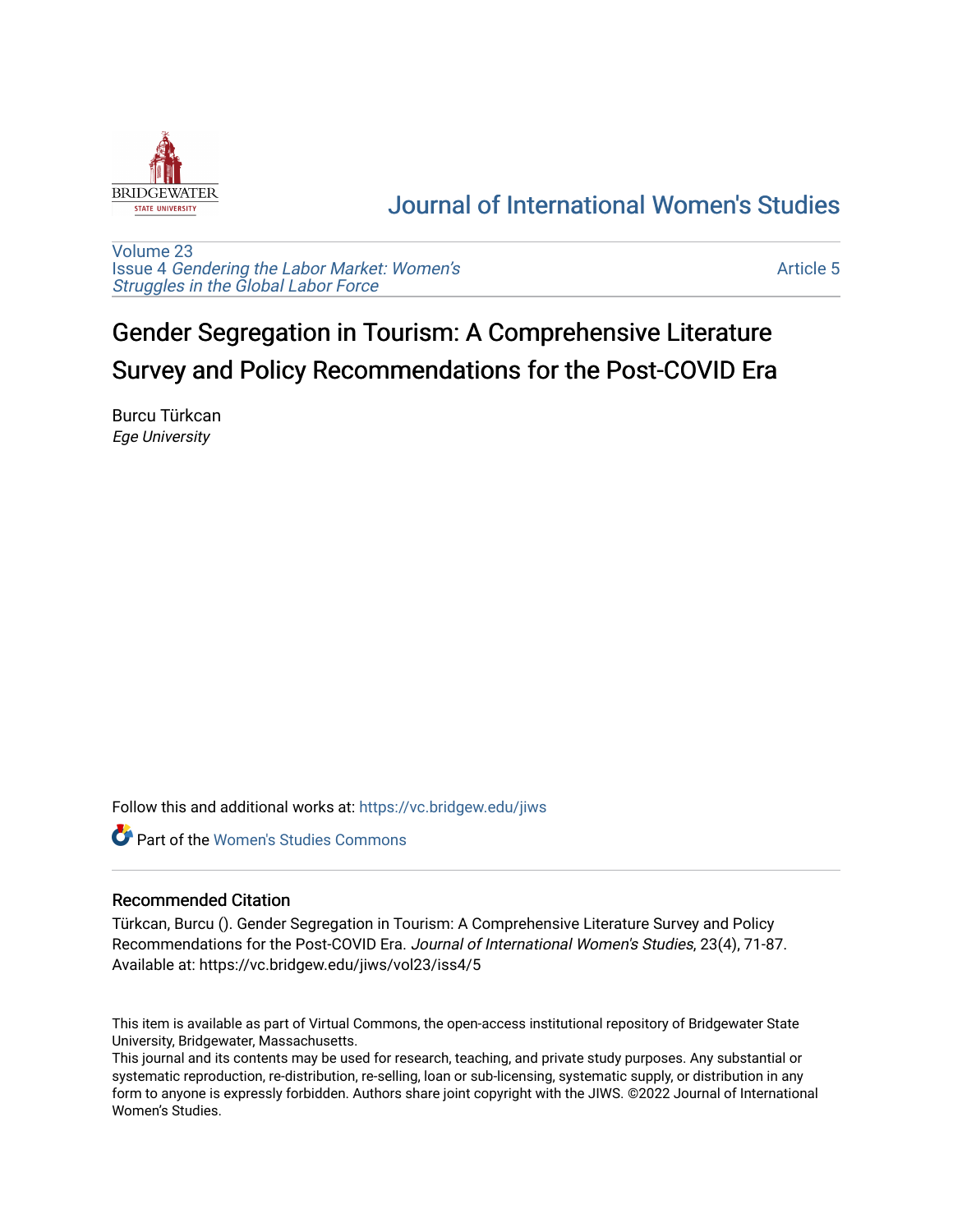# Journal of International Women's Studies

Volume 23
Issue 4 *Gendering the Labor Market: Women's Struggles in the Global Labor Force*

Article 5

# Gender Segregation in Tourism: A Comprehensive Literature Survey and Policy Recommendations for the Post-COVID Era

Burcu Türkcan
*Ege University*

Follow this and additional works at: https://vc.bridgew.edu/jiws

Part of the Women's Studies Commons

## Recommended Citation

Türkcan, Burcu (). Gender Segregation in Tourism: A Comprehensive Literature Survey and Policy Recommendations for the Post-COVID Era. *Journal of International Women's Studies*, 23(4), 71-87.
Available at: https://vc.bridgew.edu/jiws/vol23/iss4/5

This item is available as part of Virtual Commons, the open-access institutional repository of Bridgewater State University, Bridgewater, Massachusetts.
This journal and its contents may be used for research, teaching, and private study purposes. Any substantial or systematic reproduction, re-distribution, re-selling, loan or sub-licensing, systematic supply, or distribution in any form to anyone is expressly forbidden. Authors share joint copyright with the JIWS. ©2022 Journal of International Women's Studies.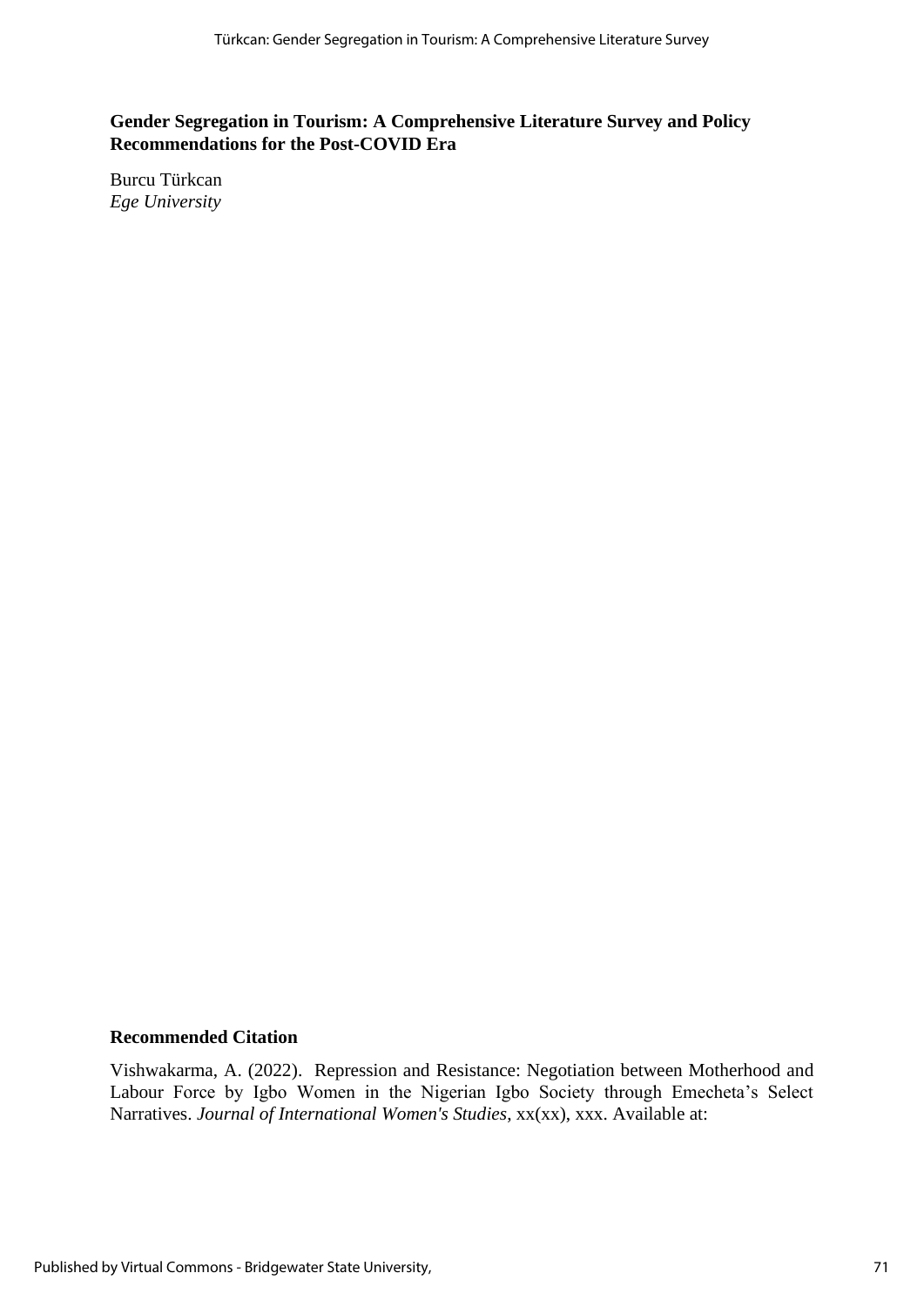**Gender Segregation in Tourism: A Comprehensive Literature Survey and Policy Recommendations for the Post-COVID Era**

Burcu Türkcan
*Ege University*

**Recommended Citation**

Vishwakarma, A. (2022). Repression and Resistance: Negotiation between Motherhood and Labour Force by Igbo Women in the Nigerian Igbo Society through Emecheta's Select Narratives. *Journal of International Women's Studies*, xx(xx), xxx. Available at: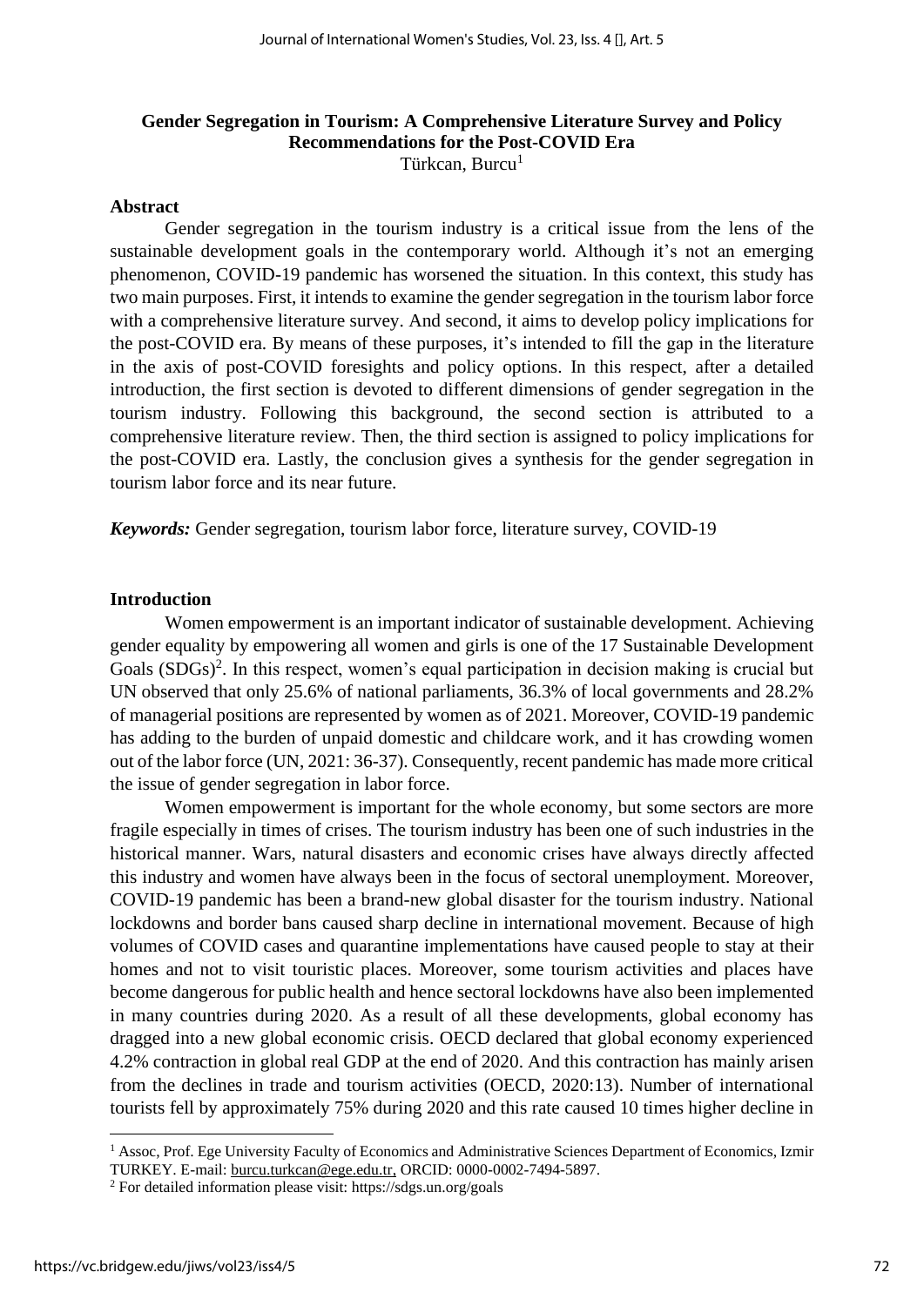**Gender Segregation in Tourism: A Comprehensive Literature Survey and Policy Recommendations for the Post-COVID Era**

Türkcan, Burcu[1]

## Abstract

Gender segregation in the tourism industry is a critical issue from the lens of the sustainable development goals in the contemporary world. Although it's not an emerging phenomenon, COVID-19 pandemic has worsened the situation. In this context, this study has two main purposes. First, it intends to examine the gender segregation in the tourism labor force with a comprehensive literature survey. And second, it aims to develop policy implications for the post-COVID era. By means of these purposes, it's intended to fill the gap in the literature in the axis of post-COVID foresights and policy options. In this respect, after a detailed introduction, the first section is devoted to different dimensions of gender segregation in the tourism industry. Following this background, the second section is attributed to a comprehensive literature review. Then, the third section is assigned to policy implications for the post-COVID era. Lastly, the conclusion gives a synthesis for the gender segregation in tourism labor force and its near future.

***Keywords:*** Gender segregation, tourism labor force, literature survey, COVID-19

## Introduction

Women empowerment is an important indicator of sustainable development. Achieving gender equality by empowering all women and girls is one of the 17 Sustainable Development Goals (SDGs)[2]. In this respect, women's equal participation in decision making is crucial but UN observed that only 25.6% of national parliaments, 36.3% of local governments and 28.2% of managerial positions are represented by women as of 2021. Moreover, COVID-19 pandemic has adding to the burden of unpaid domestic and childcare work, and it has crowding women out of the labor force (UN, 2021: 36-37). Consequently, recent pandemic has made more critical the issue of gender segregation in labor force.

Women empowerment is important for the whole economy, but some sectors are more fragile especially in times of crises. The tourism industry has been one of such industries in the historical manner. Wars, natural disasters and economic crises have always directly affected this industry and women have always been in the focus of sectoral unemployment. Moreover, COVID-19 pandemic has been a brand-new global disaster for the tourism industry. National lockdowns and border bans caused sharp decline in international movement. Because of high volumes of COVID cases and quarantine implementations have caused people to stay at their homes and not to visit touristic places. Moreover, some tourism activities and places have become dangerous for public health and hence sectoral lockdowns have also been implemented in many countries during 2020. As a result of all these developments, global economy has dragged into a new global economic crisis. OECD declared that global economy experienced 4.2% contraction in global real GDP at the end of 2020. And this contraction has mainly arisen from the declines in trade and tourism activities (OECD, 2020:13). Number of international tourists fell by approximately 75% during 2020 and this rate caused 10 times higher decline in

[1] Assoc, Prof. Ege University Faculty of Economics and Administrative Sciences Department of Economics, Izmir TURKEY. E-mail: burcu.turkcan@ege.edu.tr, ORCID: 0000-0002-7494-5897.

[2] For detailed information please visit: https://sdgs.un.org/goals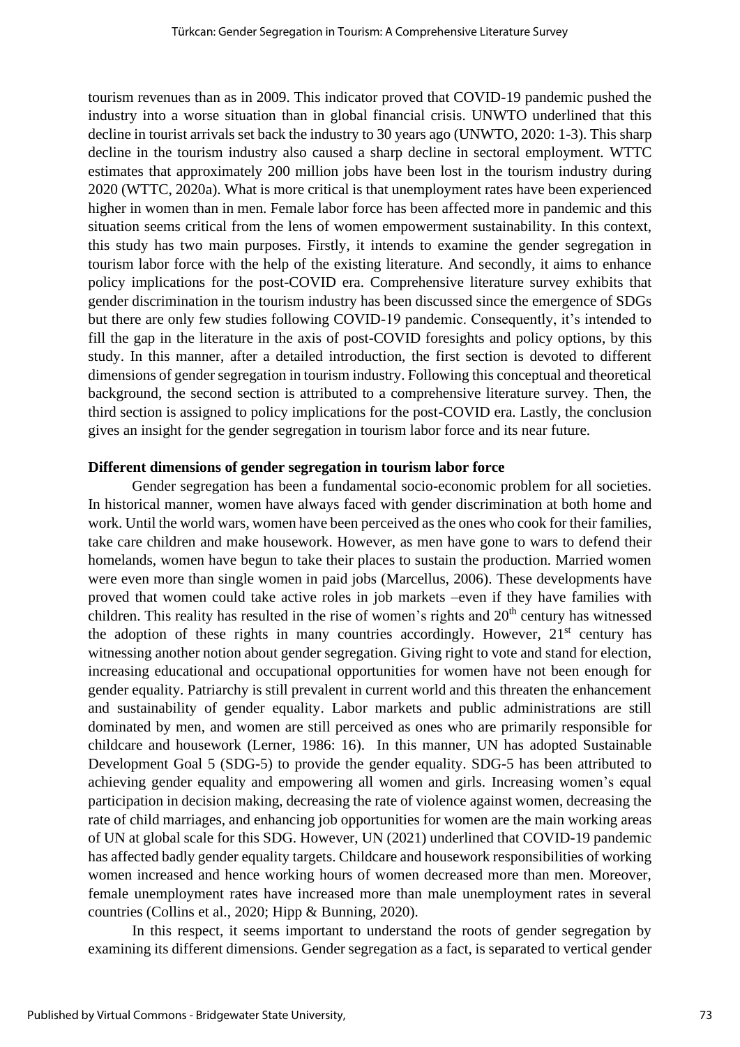tourism revenues than as in 2009. This indicator proved that COVID-19 pandemic pushed the industry into a worse situation than in global financial crisis. UNWTO underlined that this decline in tourist arrivals set back the industry to 30 years ago (UNWTO, 2020: 1-3). This sharp decline in the tourism industry also caused a sharp decline in sectoral employment. WTTC estimates that approximately 200 million jobs have been lost in the tourism industry during 2020 (WTTC, 2020a). What is more critical is that unemployment rates have been experienced higher in women than in men. Female labor force has been affected more in pandemic and this situation seems critical from the lens of women empowerment sustainability. In this context, this study has two main purposes. Firstly, it intends to examine the gender segregation in tourism labor force with the help of the existing literature. And secondly, it aims to enhance policy implications for the post-COVID era. Comprehensive literature survey exhibits that gender discrimination in the tourism industry has been discussed since the emergence of SDGs but there are only few studies following COVID-19 pandemic. Consequently, it's intended to fill the gap in the literature in the axis of post-COVID foresights and policy options, by this study. In this manner, after a detailed introduction, the first section is devoted to different dimensions of gender segregation in tourism industry. Following this conceptual and theoretical background, the second section is attributed to a comprehensive literature survey. Then, the third section is assigned to policy implications for the post-COVID era. Lastly, the conclusion gives an insight for the gender segregation in tourism labor force and its near future.

**Different dimensions of gender segregation in tourism labor force**

Gender segregation has been a fundamental socio-economic problem for all societies. In historical manner, women have always faced with gender discrimination at both home and work. Until the world wars, women have been perceived as the ones who cook for their families, take care children and make housework. However, as men have gone to wars to defend their homelands, women have begun to take their places to sustain the production. Married women were even more than single women in paid jobs (Marcellus, 2006). These developments have proved that women could take active roles in job markets –even if they have families with children. This reality has resulted in the rise of women's rights and 20th century has witnessed the adoption of these rights in many countries accordingly. However, 21st century has witnessing another notion about gender segregation. Giving right to vote and stand for election, increasing educational and occupational opportunities for women have not been enough for gender equality. Patriarchy is still prevalent in current world and this threaten the enhancement and sustainability of gender equality. Labor markets and public administrations are still dominated by men, and women are still perceived as ones who are primarily responsible for childcare and housework (Lerner, 1986: 16). In this manner, UN has adopted Sustainable Development Goal 5 (SDG-5) to provide the gender equality. SDG-5 has been attributed to achieving gender equality and empowering all women and girls. Increasing women's equal participation in decision making, decreasing the rate of violence against women, decreasing the rate of child marriages, and enhancing job opportunities for women are the main working areas of UN at global scale for this SDG. However, UN (2021) underlined that COVID-19 pandemic has affected badly gender equality targets. Childcare and housework responsibilities of working women increased and hence working hours of women decreased more than men. Moreover, female unemployment rates have increased more than male unemployment rates in several countries (Collins et al., 2020; Hipp & Bunning, 2020).

In this respect, it seems important to understand the roots of gender segregation by examining its different dimensions. Gender segregation as a fact, is separated to vertical gender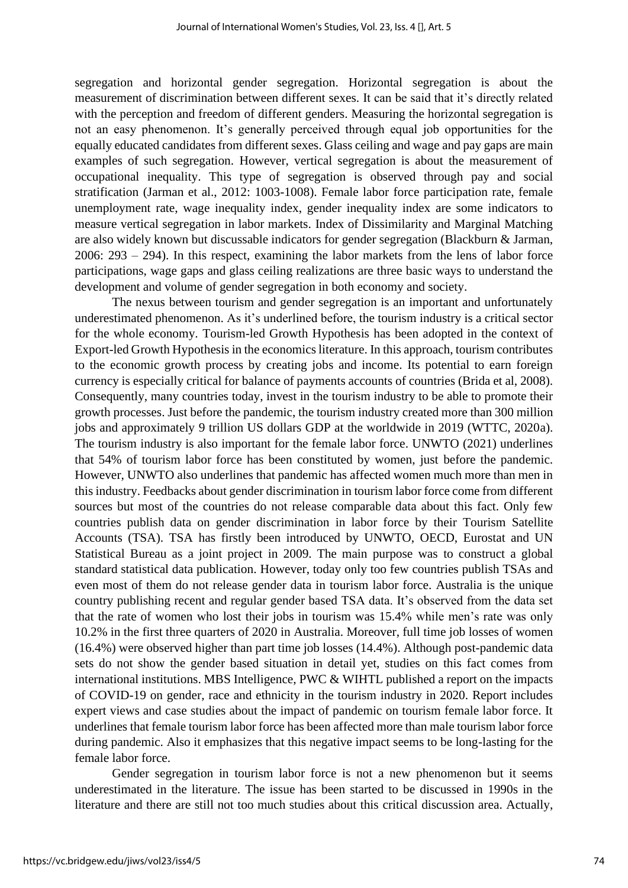segregation and horizontal gender segregation. Horizontal segregation is about the measurement of discrimination between different sexes. It can be said that it's directly related with the perception and freedom of different genders. Measuring the horizontal segregation is not an easy phenomenon. It's generally perceived through equal job opportunities for the equally educated candidates from different sexes. Glass ceiling and wage and pay gaps are main examples of such segregation. However, vertical segregation is about the measurement of occupational inequality. This type of segregation is observed through pay and social stratification (Jarman et al., 2012: 1003-1008). Female labor force participation rate, female unemployment rate, wage inequality index, gender inequality index are some indicators to measure vertical segregation in labor markets. Index of Dissimilarity and Marginal Matching are also widely known but discussable indicators for gender segregation (Blackburn & Jarman, 2006: 293 – 294). In this respect, examining the labor markets from the lens of labor force participations, wage gaps and glass ceiling realizations are three basic ways to understand the development and volume of gender segregation in both economy and society.

The nexus between tourism and gender segregation is an important and unfortunately underestimated phenomenon. As it's underlined before, the tourism industry is a critical sector for the whole economy. Tourism-led Growth Hypothesis has been adopted in the context of Export-led Growth Hypothesis in the economics literature. In this approach, tourism contributes to the economic growth process by creating jobs and income. Its potential to earn foreign currency is especially critical for balance of payments accounts of countries (Brida et al, 2008). Consequently, many countries today, invest in the tourism industry to be able to promote their growth processes. Just before the pandemic, the tourism industry created more than 300 million jobs and approximately 9 trillion US dollars GDP at the worldwide in 2019 (WTTC, 2020a). The tourism industry is also important for the female labor force. UNWTO (2021) underlines that 54% of tourism labor force has been constituted by women, just before the pandemic. However, UNWTO also underlines that pandemic has affected women much more than men in this industry. Feedbacks about gender discrimination in tourism labor force come from different sources but most of the countries do not release comparable data about this fact. Only few countries publish data on gender discrimination in labor force by their Tourism Satellite Accounts (TSA). TSA has firstly been introduced by UNWTO, OECD, Eurostat and UN Statistical Bureau as a joint project in 2009. The main purpose was to construct a global standard statistical data publication. However, today only too few countries publish TSAs and even most of them do not release gender data in tourism labor force. Australia is the unique country publishing recent and regular gender based TSA data. It's observed from the data set that the rate of women who lost their jobs in tourism was 15.4% while men's rate was only 10.2% in the first three quarters of 2020 in Australia. Moreover, full time job losses of women (16.4%) were observed higher than part time job losses (14.4%). Although post-pandemic data sets do not show the gender based situation in detail yet, studies on this fact comes from international institutions. MBS Intelligence, PWC & WIHTL published a report on the impacts of COVID-19 on gender, race and ethnicity in the tourism industry in 2020. Report includes expert views and case studies about the impact of pandemic on tourism female labor force. It underlines that female tourism labor force has been affected more than male tourism labor force during pandemic. Also it emphasizes that this negative impact seems to be long-lasting for the female labor force.

Gender segregation in tourism labor force is not a new phenomenon but it seems underestimated in the literature. The issue has been started to be discussed in 1990s in the literature and there are still not too much studies about this critical discussion area. Actually,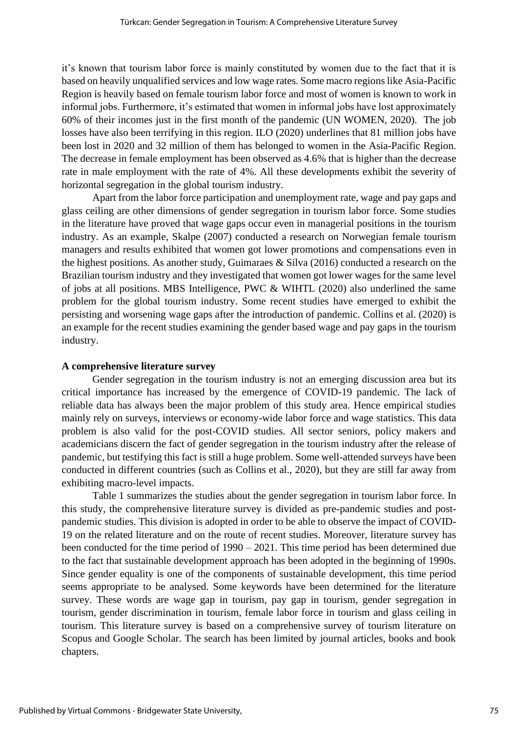it's known that tourism labor force is mainly constituted by women due to the fact that it is based on heavily unqualified services and low wage rates. Some macro regions like Asia-Pacific Region is heavily based on female tourism labor force and most of women is known to work in informal jobs. Furthermore, it's estimated that women in informal jobs have lost approximately 60% of their incomes just in the first month of the pandemic (UN WOMEN, 2020). The job losses have also been terrifying in this region. ILO (2020) underlines that 81 million jobs have been lost in 2020 and 32 million of them has belonged to women in the Asia-Pacific Region. The decrease in female employment has been observed as 4.6% that is higher than the decrease rate in male employment with the rate of 4%. All these developments exhibit the severity of horizontal segregation in the global tourism industry.

Apart from the labor force participation and unemployment rate, wage and pay gaps and glass ceiling are other dimensions of gender segregation in tourism labor force. Some studies in the literature have proved that wage gaps occur even in managerial positions in the tourism industry. As an example, Skalpe (2007) conducted a research on Norwegian female tourism managers and results exhibited that women got lower promotions and compensations even in the highest positions. As another study, Guimaraes & Silva (2016) conducted a research on the Brazilian tourism industry and they investigated that women got lower wages for the same level of jobs at all positions. MBS Intelligence, PWC & WIHTL (2020) also underlined the same problem for the global tourism industry. Some recent studies have emerged to exhibit the persisting and worsening wage gaps after the introduction of pandemic. Collins et al. (2020) is an example for the recent studies examining the gender based wage and pay gaps in the tourism industry.

## A comprehensive literature survey

Gender segregation in the tourism industry is not an emerging discussion area but its critical importance has increased by the emergence of COVID-19 pandemic. The lack of reliable data has always been the major problem of this study area. Hence empirical studies mainly rely on surveys, interviews or economy-wide labor force and wage statistics. This data problem is also valid for the post-COVID studies. All sector seniors, policy makers and academicians discern the fact of gender segregation in the tourism industry after the release of pandemic, but testifying this fact is still a huge problem. Some well-attended surveys have been conducted in different countries (such as Collins et al., 2020), but they are still far away from exhibiting macro-level impacts.

Table 1 summarizes the studies about the gender segregation in tourism labor force. In this study, the comprehensive literature survey is divided as pre-pandemic studies and post-pandemic studies. This division is adopted in order to be able to observe the impact of COVID-19 on the related literature and on the route of recent studies. Moreover, literature survey has been conducted for the time period of 1990 – 2021. This time period has been determined due to the fact that sustainable development approach has been adopted in the beginning of 1990s. Since gender equality is one of the components of sustainable development, this time period seems appropriate to be analysed. Some keywords have been determined for the literature survey. These words are wage gap in tourism, pay gap in tourism, gender segregation in tourism, gender discrimination in tourism, female labor force in tourism and glass ceiling in tourism. This literature survey is based on a comprehensive survey of tourism literature on Scopus and Google Scholar. The search has been limited by journal articles, books and book chapters.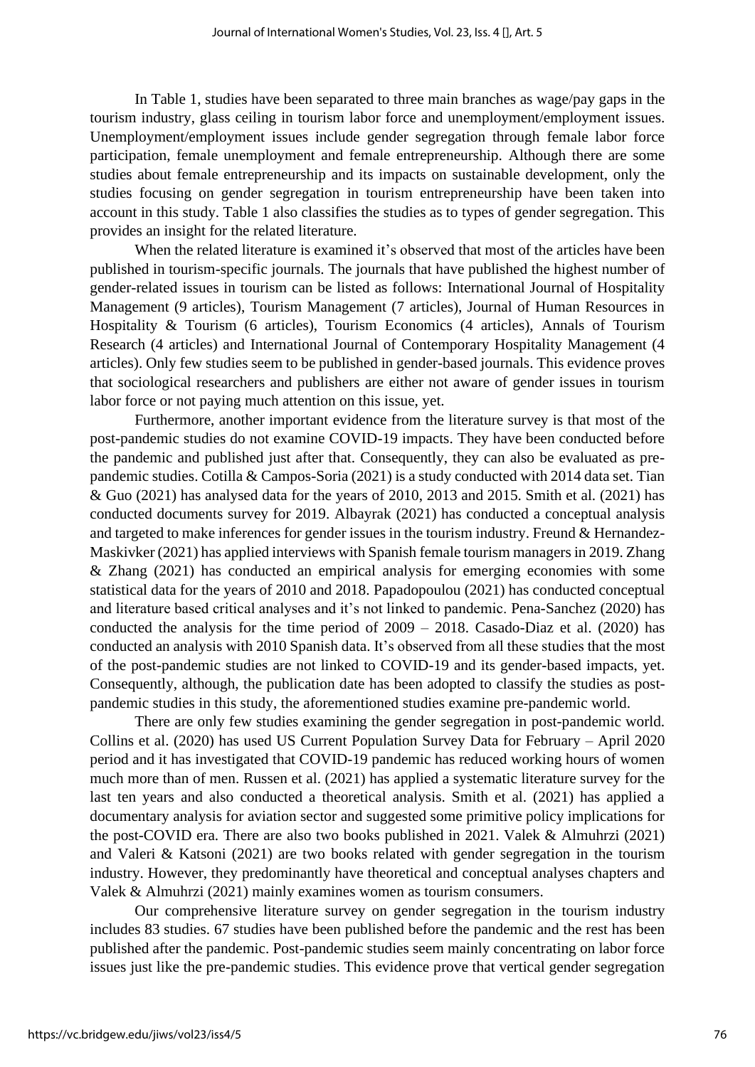In Table 1, studies have been separated to three main branches as wage/pay gaps in the tourism industry, glass ceiling in tourism labor force and unemployment/employment issues. Unemployment/employment issues include gender segregation through female labor force participation, female unemployment and female entrepreneurship. Although there are some studies about female entrepreneurship and its impacts on sustainable development, only the studies focusing on gender segregation in tourism entrepreneurship have been taken into account in this study. Table 1 also classifies the studies as to types of gender segregation. This provides an insight for the related literature.

When the related literature is examined it's observed that most of the articles have been published in tourism-specific journals. The journals that have published the highest number of gender-related issues in tourism can be listed as follows: International Journal of Hospitality Management (9 articles), Tourism Management (7 articles), Journal of Human Resources in Hospitality & Tourism (6 articles), Tourism Economics (4 articles), Annals of Tourism Research (4 articles) and International Journal of Contemporary Hospitality Management (4 articles). Only few studies seem to be published in gender-based journals. This evidence proves that sociological researchers and publishers are either not aware of gender issues in tourism labor force or not paying much attention on this issue, yet.

Furthermore, another important evidence from the literature survey is that most of the post-pandemic studies do not examine COVID-19 impacts. They have been conducted before the pandemic and published just after that. Consequently, they can also be evaluated as pre-pandemic studies. Cotilla & Campos-Soria (2021) is a study conducted with 2014 data set. Tian & Guo (2021) has analysed data for the years of 2010, 2013 and 2015. Smith et al. (2021) has conducted documents survey for 2019. Albayrak (2021) has conducted a conceptual analysis and targeted to make inferences for gender issues in the tourism industry. Freund & Hernandez-Maskivker (2021) has applied interviews with Spanish female tourism managers in 2019. Zhang & Zhang (2021) has conducted an empirical analysis for emerging economies with some statistical data for the years of 2010 and 2018. Papadopoulou (2021) has conducted conceptual and literature based critical analyses and it's not linked to pandemic. Pena-Sanchez (2020) has conducted the analysis for the time period of 2009 – 2018. Casado-Diaz et al. (2020) has conducted an analysis with 2010 Spanish data. It's observed from all these studies that the most of the post-pandemic studies are not linked to COVID-19 and its gender-based impacts, yet. Consequently, although, the publication date has been adopted to classify the studies as post-pandemic studies in this study, the aforementioned studies examine pre-pandemic world.

There are only few studies examining the gender segregation in post-pandemic world. Collins et al. (2020) has used US Current Population Survey Data for February – April 2020 period and it has investigated that COVID-19 pandemic has reduced working hours of women much more than of men. Russen et al. (2021) has applied a systematic literature survey for the last ten years and also conducted a theoretical analysis. Smith et al. (2021) has applied a documentary analysis for aviation sector and suggested some primitive policy implications for the post-COVID era. There are also two books published in 2021. Valek & Almuhrzi (2021) and Valeri & Katsoni (2021) are two books related with gender segregation in the tourism industry. However, they predominantly have theoretical and conceptual analyses chapters and Valek & Almuhrzi (2021) mainly examines women as tourism consumers.

Our comprehensive literature survey on gender segregation in the tourism industry includes 83 studies. 67 studies have been published before the pandemic and the rest has been published after the pandemic. Post-pandemic studies seem mainly concentrating on labor force issues just like the pre-pandemic studies. This evidence prove that vertical gender segregation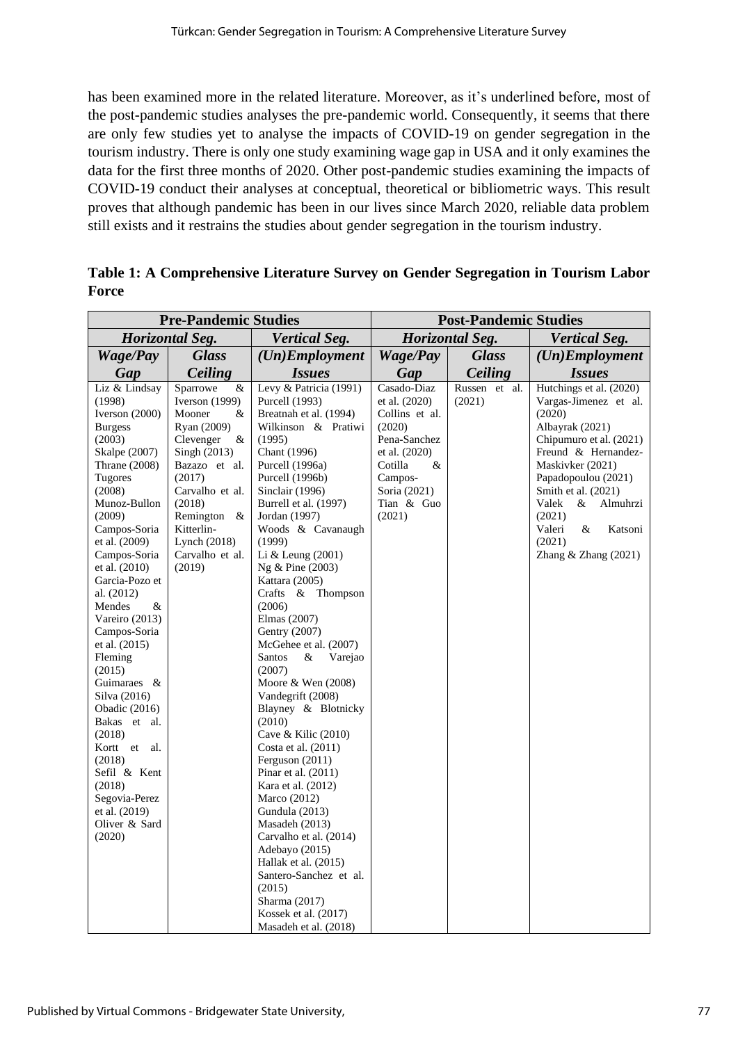has been examined more in the related literature. Moreover, as it's underlined before, most of the post-pandemic studies analyses the pre-pandemic world. Consequently, it seems that there are only few studies yet to analyse the impacts of COVID-19 on gender segregation in the tourism industry. There is only one study examining wage gap in USA and it only examines the data for the first three months of 2020. Other post-pandemic studies examining the impacts of COVID-19 conduct their analyses at conceptual, theoretical or bibliometric ways. This result proves that although pandemic has been in our lives since March 2020, reliable data problem still exists and it restrains the studies about gender segregation in the tourism industry.

**Table 1: A Comprehensive Literature Survey on Gender Segregation in Tourism Labor Force**

| **Pre-Pandemic Studies** | | | **Post-Pandemic Studies** | | |
|---|---|---|---|---|---|
| ***Horizontal Seg.*** | | ***Vertical Seg.*** | ***Horizontal Seg.*** | | ***Vertical Seg.*** |
| ***Wage/Pay Gap*** | ***Glass Ceiling*** | ***(Un)Employment Issues*** | ***Wage/Pay Gap*** | ***Glass Ceiling*** | ***(Un)Employment Issues*** |
| Liz & Lindsay (1998)<br>Iverson (2000)<br>Burgess (2003)<br>Skalpe (2007)<br>Thrane (2008)<br>Tugores (2008)<br>Munoz-Bullon (2009)<br>Campos-Soria et al. (2009)<br>Campos-Soria et al. (2010)<br>Garcia-Pozo et al. (2012)<br>Mendes & Vareiro (2013)<br>Campos-Soria et al. (2015)<br>Fleming (2015)<br>Guimaraes & Silva (2016)<br>Obadic (2016)<br>Bakas et al. (2018)<br>Kortt et al. (2018)<br>Sefil & Kent (2018)<br>Segovia-Perez et al. (2019)<br>Oliver & Sard (2020) | Sparrowe & Iverson (1999)<br>Mooner & Ryan (2009)<br>Clevenger & Singh (2013)<br>Bazazo et al. (2017)<br>Carvalho et al. (2018)<br>Remington & Kitterlin-Lynch (2018)<br>Carvalho et al. (2019) | Levy & Patricia (1991)<br>Purcell (1993)<br>Breatnah et al. (1994)<br>Wilkinson & Pratiwi (1995)<br>Chant (1996)<br>Purcell (1996a)<br>Purcell (1996b)<br>Sinclair (1996)<br>Burrell et al. (1997)<br>Jordan (1997)<br>Woods & Cavanaugh (1999)<br>Li & Leung (2001)<br>Ng & Pine (2003)<br>Kattara (2005)<br>Crafts & Thompson (2006)<br>Elmas (2007)<br>Gentry (2007)<br>McGehee et al. (2007)<br>Santos & Varejao (2007)<br>Moore & Wen (2008)<br>Vandegrift (2008)<br>Blayney & Blotnicky (2010)<br>Cave & Kilic (2010)<br>Costa et al. (2011)<br>Ferguson (2011)<br>Pinar et al. (2011)<br>Kara et al. (2012)<br>Marco (2012)<br>Gundula (2013)<br>Masadeh (2013)<br>Carvalho et al. (2014)<br>Adebayo (2015)<br>Hallak et al. (2015)<br>Santero-Sanchez et al. (2015)<br>Sharma (2017)<br>Kossek et al. (2017)<br>Masadeh et al. (2018) | Casado-Diaz et al. (2020)<br>Collins et al. (2020)<br>Pena-Sanchez et al. (2020)<br>Cotilla & Campos-Soria (2021)<br>Tian & Guo (2021) | Russen et al. (2021) | Hutchings et al. (2020)<br>Vargas-Jimenez et al. (2020)<br>Albayrak (2021)<br>Chipumuro et al. (2021)<br>Freund & Hernandez-Maskivker (2021)<br>Papadopoulou (2021)<br>Smith et al. (2021)<br>Valek & Almuhrzi (2021)<br>Valeri & Katsoni (2021)<br>Zhang & Zhang (2021) |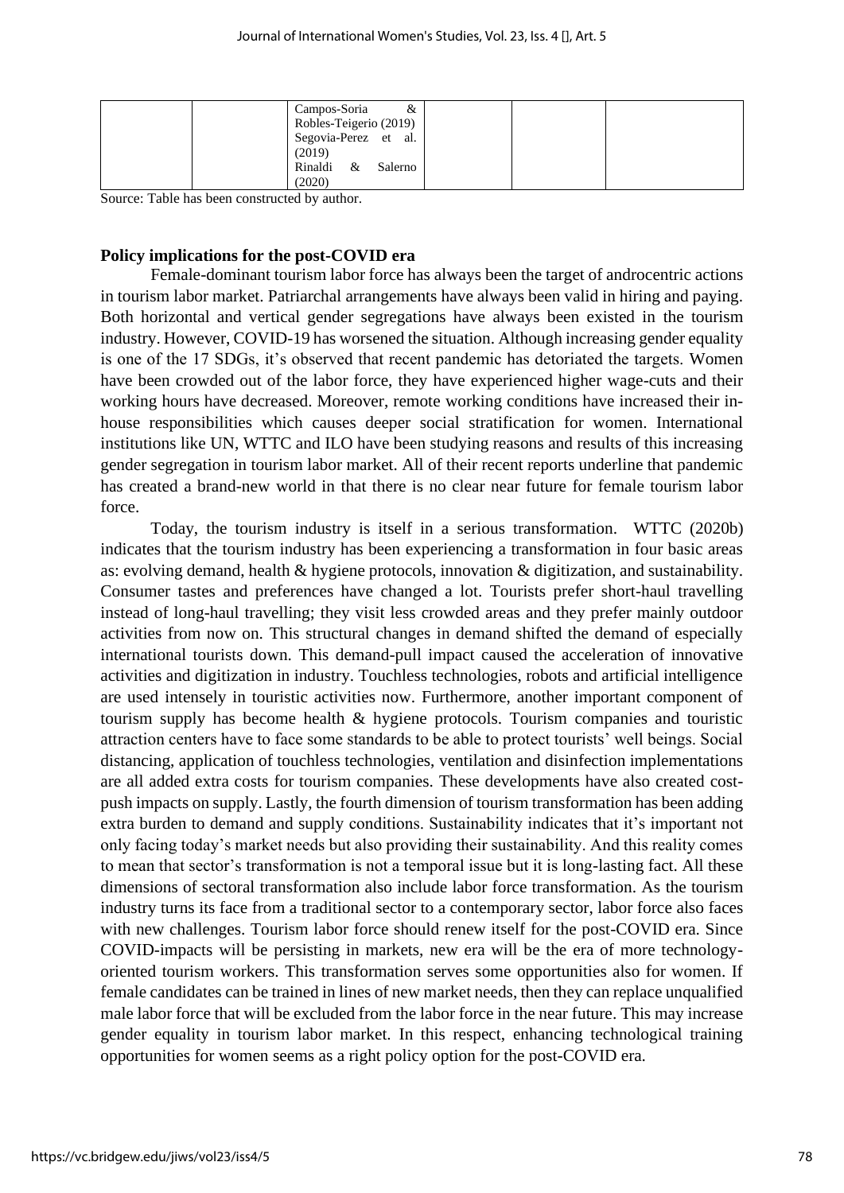| | | | | | |
|---|---|---|---|---|---|
| | | Campos-Soria & Robles-Teigerio (2019) Segovia-Perez et al. (2019) Rinaldi & Salerno (2020) | | | |

Source: Table has been constructed by author.

## Policy implications for the post-COVID era

Female-dominant tourism labor force has always been the target of androcentric actions in tourism labor market. Patriarchal arrangements have always been valid in hiring and paying. Both horizontal and vertical gender segregations have always been existed in the tourism industry. However, COVID-19 has worsened the situation. Although increasing gender equality is one of the 17 SDGs, it's observed that recent pandemic has detoriated the targets. Women have been crowded out of the labor force, they have experienced higher wage-cuts and their working hours have decreased. Moreover, remote working conditions have increased their in-house responsibilities which causes deeper social stratification for women. International institutions like UN, WTTC and ILO have been studying reasons and results of this increasing gender segregation in tourism labor market. All of their recent reports underline that pandemic has created a brand-new world in that there is no clear near future for female tourism labor force.

Today, the tourism industry is itself in a serious transformation. WTTC (2020b) indicates that the tourism industry has been experiencing a transformation in four basic areas as: evolving demand, health & hygiene protocols, innovation & digitization, and sustainability. Consumer tastes and preferences have changed a lot. Tourists prefer short-haul travelling instead of long-haul travelling; they visit less crowded areas and they prefer mainly outdoor activities from now on. This structural changes in demand shifted the demand of especially international tourists down. This demand-pull impact caused the acceleration of innovative activities and digitization in industry. Touchless technologies, robots and artificial intelligence are used intensely in touristic activities now. Furthermore, another important component of tourism supply has become health & hygiene protocols. Tourism companies and touristic attraction centers have to face some standards to be able to protect tourists' well beings. Social distancing, application of touchless technologies, ventilation and disinfection implementations are all added extra costs for tourism companies. These developments have also created cost-push impacts on supply. Lastly, the fourth dimension of tourism transformation has been adding extra burden to demand and supply conditions. Sustainability indicates that it's important not only facing today's market needs but also providing their sustainability. And this reality comes to mean that sector's transformation is not a temporal issue but it is long-lasting fact. All these dimensions of sectoral transformation also include labor force transformation. As the tourism industry turns its face from a traditional sector to a contemporary sector, labor force also faces with new challenges. Tourism labor force should renew itself for the post-COVID era. Since COVID-impacts will be persisting in markets, new era will be the era of more technology-oriented tourism workers. This transformation serves some opportunities also for women. If female candidates can be trained in lines of new market needs, then they can replace unqualified male labor force that will be excluded from the labor force in the near future. This may increase gender equality in tourism labor market. In this respect, enhancing technological training opportunities for women seems as a right policy option for the post-COVID era.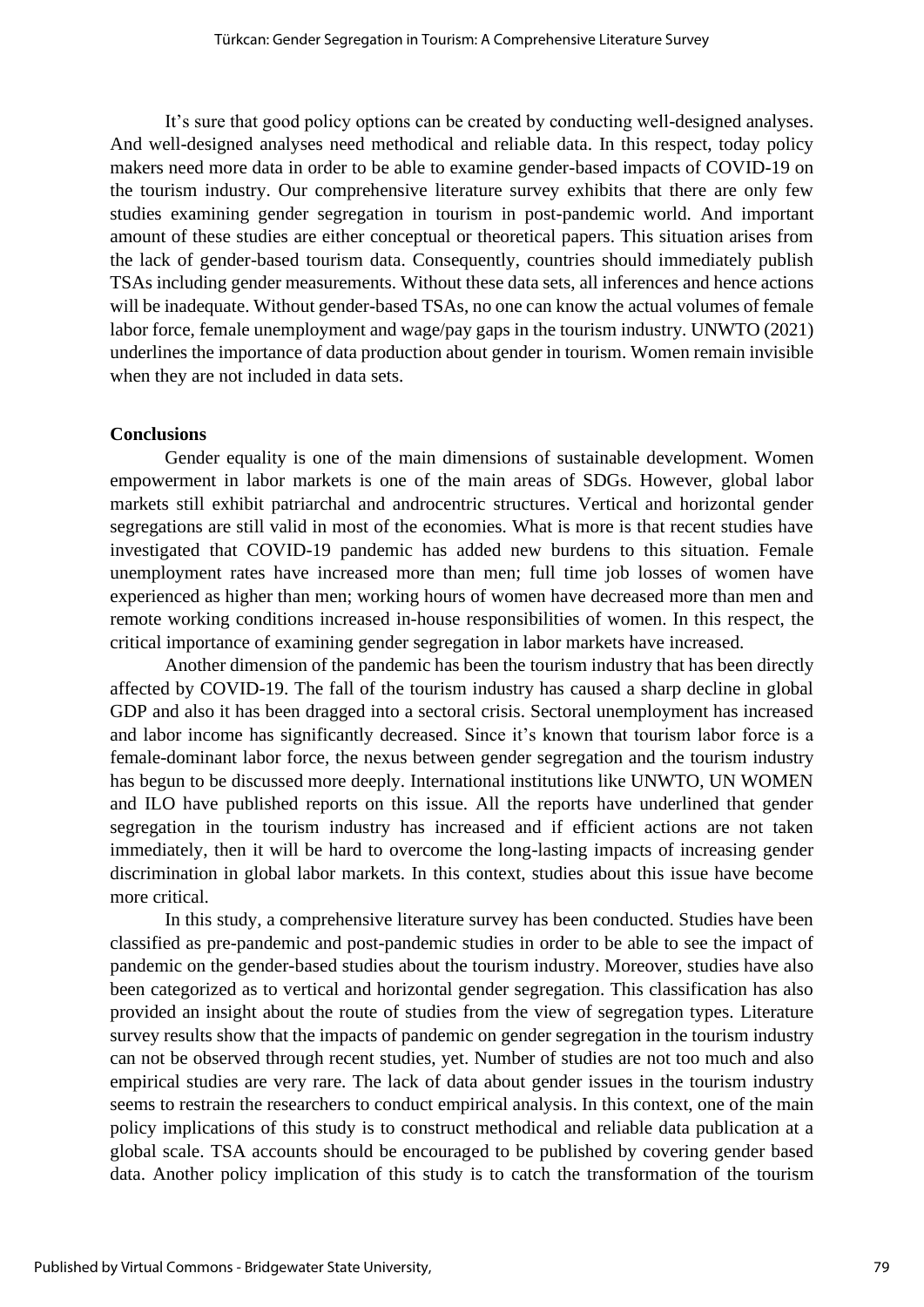It's sure that good policy options can be created by conducting well-designed analyses. And well-designed analyses need methodical and reliable data. In this respect, today policy makers need more data in order to be able to examine gender-based impacts of COVID-19 on the tourism industry. Our comprehensive literature survey exhibits that there are only few studies examining gender segregation in tourism in post-pandemic world. And important amount of these studies are either conceptual or theoretical papers. This situation arises from the lack of gender-based tourism data. Consequently, countries should immediately publish TSAs including gender measurements. Without these data sets, all inferences and hence actions will be inadequate. Without gender-based TSAs, no one can know the actual volumes of female labor force, female unemployment and wage/pay gaps in the tourism industry. UNWTO (2021) underlines the importance of data production about gender in tourism. Women remain invisible when they are not included in data sets.

**Conclusions**

Gender equality is one of the main dimensions of sustainable development. Women empowerment in labor markets is one of the main areas of SDGs. However, global labor markets still exhibit patriarchal and androcentric structures. Vertical and horizontal gender segregations are still valid in most of the economies. What is more is that recent studies have investigated that COVID-19 pandemic has added new burdens to this situation. Female unemployment rates have increased more than men; full time job losses of women have experienced as higher than men; working hours of women have decreased more than men and remote working conditions increased in-house responsibilities of women. In this respect, the critical importance of examining gender segregation in labor markets have increased.

Another dimension of the pandemic has been the tourism industry that has been directly affected by COVID-19. The fall of the tourism industry has caused a sharp decline in global GDP and also it has been dragged into a sectoral crisis. Sectoral unemployment has increased and labor income has significantly decreased. Since it's known that tourism labor force is a female-dominant labor force, the nexus between gender segregation and the tourism industry has begun to be discussed more deeply. International institutions like UNWTO, UN WOMEN and ILO have published reports on this issue. All the reports have underlined that gender segregation in the tourism industry has increased and if efficient actions are not taken immediately, then it will be hard to overcome the long-lasting impacts of increasing gender discrimination in global labor markets. In this context, studies about this issue have become more critical.

In this study, a comprehensive literature survey has been conducted. Studies have been classified as pre-pandemic and post-pandemic studies in order to be able to see the impact of pandemic on the gender-based studies about the tourism industry. Moreover, studies have also been categorized as to vertical and horizontal gender segregation. This classification has also provided an insight about the route of studies from the view of segregation types. Literature survey results show that the impacts of pandemic on gender segregation in the tourism industry can not be observed through recent studies, yet. Number of studies are not too much and also empirical studies are very rare. The lack of data about gender issues in the tourism industry seems to restrain the researchers to conduct empirical analysis. In this context, one of the main policy implications of this study is to construct methodical and reliable data publication at a global scale. TSA accounts should be encouraged to be published by covering gender based data. Another policy implication of this study is to catch the transformation of the tourism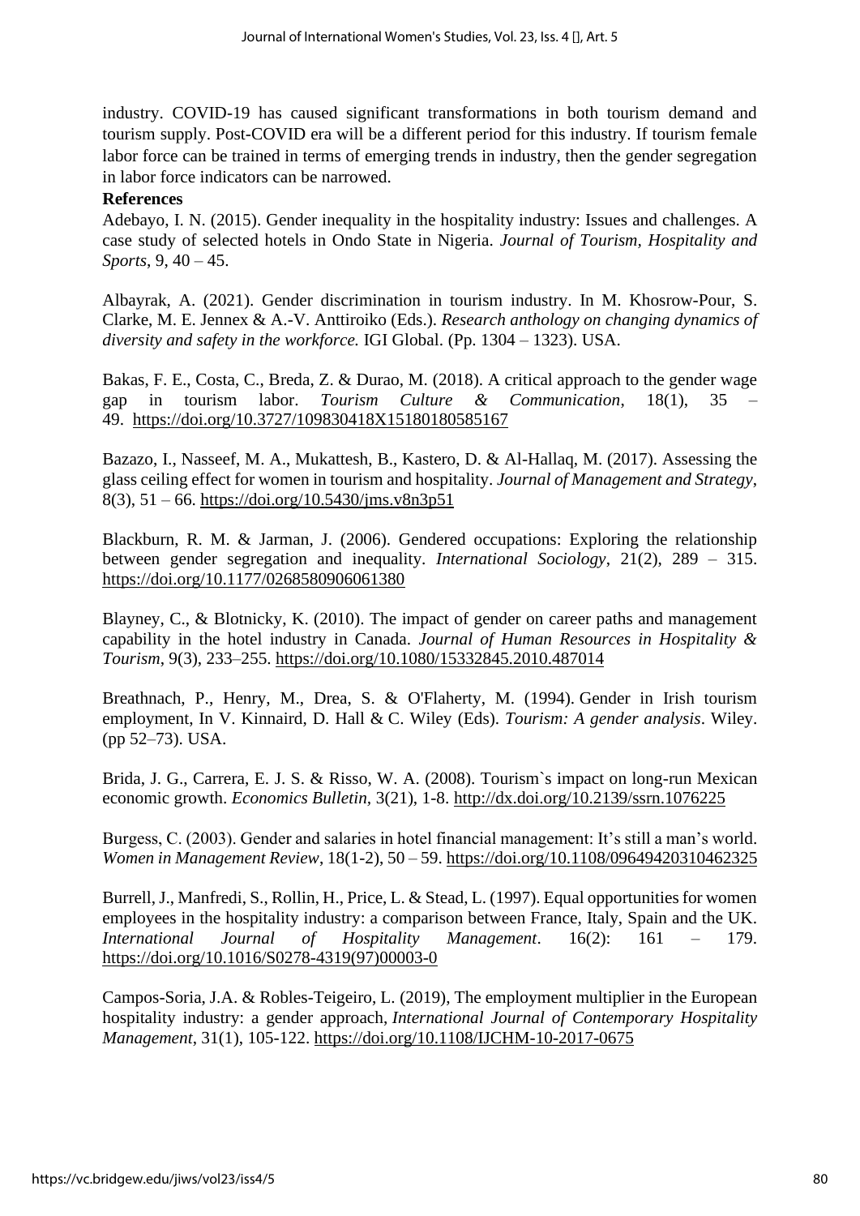industry. COVID-19 has caused significant transformations in both tourism demand and tourism supply. Post-COVID era will be a different period for this industry. If tourism female labor force can be trained in terms of emerging trends in industry, then the gender segregation in labor force indicators can be narrowed.

**References**

Adebayo, I. N. (2015). Gender inequality in the hospitality industry: Issues and challenges. A case study of selected hotels in Ondo State in Nigeria. *Journal of Tourism, Hospitality and Sports*, 9, 40 – 45.

Albayrak, A. (2021). Gender discrimination in tourism industry. In M. Khosrow-Pour, S. Clarke, M. E. Jennex & A.-V. Anttiroiko (Eds.). *Research anthology on changing dynamics of diversity and safety in the workforce.* IGI Global. (Pp. 1304 – 1323). USA.

Bakas, F. E., Costa, C., Breda, Z. & Durao, M. (2018). A critical approach to the gender wage gap in tourism labor. *Tourism Culture & Communication*, 18(1), 35 – 49. https://doi.org/10.3727/109830418X15180180585167

Bazazo, I., Nasseef, M. A., Mukattesh, B., Kastero, D. & Al-Hallaq, M. (2017). Assessing the glass ceiling effect for women in tourism and hospitality. *Journal of Management and Strategy*, 8(3), 51 – 66. https://doi.org/10.5430/jms.v8n3p51

Blackburn, R. M. & Jarman, J. (2006). Gendered occupations: Exploring the relationship between gender segregation and inequality. *International Sociology*, 21(2), 289 – 315. https://doi.org/10.1177/0268580906061380

Blayney, C., & Blotnicky, K. (2010). The impact of gender on career paths and management capability in the hotel industry in Canada. *Journal of Human Resources in Hospitality & Tourism*, 9(3), 233–255. https://doi.org/10.1080/15332845.2010.487014

Breathnach, P., Henry, M., Drea, S. & O'Flaherty, M. (1994). Gender in Irish tourism employment, In V. Kinnaird, D. Hall & C. Wiley (Eds). *Tourism: A gender analysis*. Wiley. (pp 52–73). USA.

Brida, J. G., Carrera, E. J. S. & Risso, W. A. (2008). Tourism`s impact on long-run Mexican economic growth. *Economics Bulletin,* 3(21), 1-8. http://dx.doi.org/10.2139/ssrn.1076225

Burgess, C. (2003). Gender and salaries in hotel financial management: It's still a man's world. *Women in Management Review*, 18(1-2), 50 – 59. https://doi.org/10.1108/09649420310462325

Burrell, J., Manfredi, S., Rollin, H., Price, L. & Stead, L. (1997). Equal opportunities for women employees in the hospitality industry: a comparison between France, Italy, Spain and the UK. *International Journal of Hospitality Management*. 16(2): 161 – 179. https://doi.org/10.1016/S0278-4319(97)00003-0

Campos-Soria, J.A. & Robles-Teigeiro, L. (2019), The employment multiplier in the European hospitality industry: a gender approach, *International Journal of Contemporary Hospitality Management*, 31(1), 105-122. https://doi.org/10.1108/IJCHM-10-2017-0675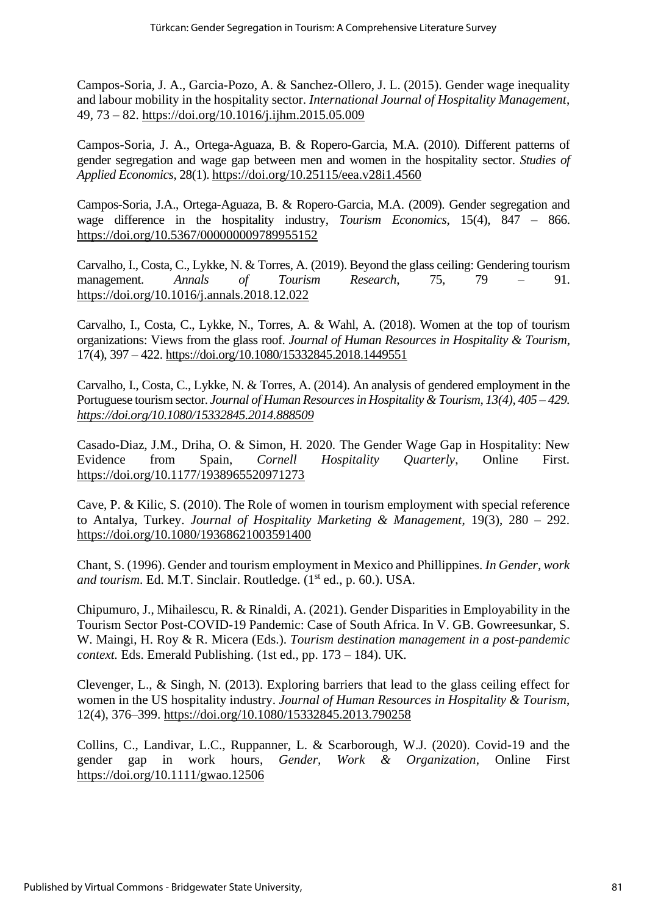Campos-Soria, J. A., Garcia-Pozo, A. & Sanchez-Ollero, J. L. (2015). Gender wage inequality and labour mobility in the hospitality sector. *International Journal of Hospitality Management*, 49, 73 – 82. https://doi.org/10.1016/j.ijhm.2015.05.009

Campos-Soria, J. A., Ortega-Aguaza, B. & Ropero-Garcia, M.A. (2010). Different patterns of gender segregation and wage gap between men and women in the hospitality sector. *Studies of Applied Economics*, 28(1). https://doi.org/10.25115/eea.v28i1.4560

Campos-Soria, J.A., Ortega-Aguaza, B. & Ropero-Garcia, M.A. (2009). Gender segregation and wage difference in the hospitality industry, *Tourism Economics*, 15(4), 847 – 866. https://doi.org/10.5367/000000009789955152

Carvalho, I., Costa, C., Lykke, N. & Torres, A. (2019). Beyond the glass ceiling: Gendering tourism management. *Annals of Tourism Research*, 75, 79 – 91. https://doi.org/10.1016/j.annals.2018.12.022

Carvalho, I., Costa, C., Lykke, N., Torres, A. & Wahl, A. (2018). Women at the top of tourism organizations: Views from the glass roof. *Journal of Human Resources in Hospitality & Tourism*, 17(4), 397 – 422. https://doi.org/10.1080/15332845.2018.1449551

Carvalho, I., Costa, C., Lykke, N. & Torres, A. (2014). An analysis of gendered employment in the Portuguese tourism sector. *Journal of Human Resources in Hospitality & Tourism, 13(4), 405 – 429. https://doi.org/10.1080/15332845.2014.888509*

Casado-Diaz, J.M., Driha, O. & Simon, H. 2020. The Gender Wage Gap in Hospitality: New Evidence from Spain, *Cornell Hospitality Quarterly*, Online First. https://doi.org/10.1177/1938965520971273

Cave, P. & Kilic, S. (2010). The Role of women in tourism employment with special reference to Antalya, Turkey. *Journal of Hospitality Marketing & Management*, 19(3), 280 – 292. https://doi.org/10.1080/19368621003591400

Chant, S. (1996). Gender and tourism employment in Mexico and Phillippines. *In Gender, work and tourism*. Ed. M.T. Sinclair. Routledge. (1st ed., p. 60.). USA.

Chipumuro, J., Mihailescu, R. & Rinaldi, A. (2021). Gender Disparities in Employability in the Tourism Sector Post-COVID-19 Pandemic: Case of South Africa. In V. GB. Gowreesunkar, S. W. Maingi, H. Roy & R. Micera (Eds.). *Tourism destination management in a post-pandemic context.* Eds. Emerald Publishing. (1st ed., pp. 173 – 184). UK.

Clevenger, L., & Singh, N. (2013). Exploring barriers that lead to the glass ceiling effect for women in the US hospitality industry. *Journal of Human Resources in Hospitality & Tourism*, 12(4), 376–399. https://doi.org/10.1080/15332845.2013.790258

Collins, C., Landivar, L.C., Ruppanner, L. & Scarborough, W.J. (2020). Covid-19 and the gender gap in work hours, *Gender, Work & Organization*, Online First https://doi.org/10.1111/gwao.12506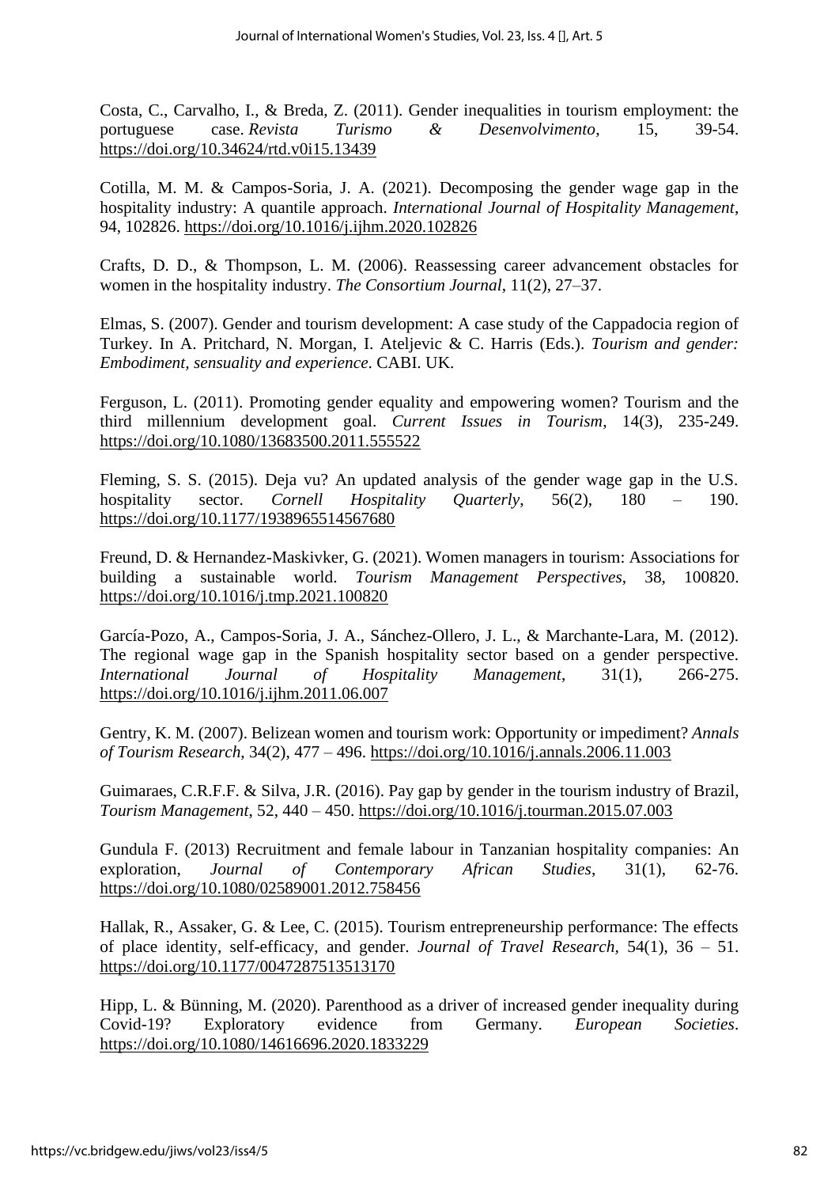Costa, C., Carvalho, I., & Breda, Z. (2011). Gender inequalities in tourism employment: the portuguese case. *Revista Turismo & Desenvolvimento*, 15, 39-54. https://doi.org/10.34624/rtd.v0i15.13439

Cotilla, M. M. & Campos-Soria, J. A. (2021). Decomposing the gender wage gap in the hospitality industry: A quantile approach. *International Journal of Hospitality Management*, 94, 102826. https://doi.org/10.1016/j.ijhm.2020.102826

Crafts, D. D., & Thompson, L. M. (2006). Reassessing career advancement obstacles for women in the hospitality industry. *The Consortium Journal*, 11(2), 27–37.

Elmas, S. (2007). Gender and tourism development: A case study of the Cappadocia region of Turkey. In A. Pritchard, N. Morgan, I. Ateljevic & C. Harris (Eds.). *Tourism and gender: Embodiment, sensuality and experience.* CABI. UK.

Ferguson, L. (2011). Promoting gender equality and empowering women? Tourism and the third millennium development goal. *Current Issues in Tourism*, 14(3), 235-249. https://doi.org/10.1080/13683500.2011.555522

Fleming, S. S. (2015). Deja vu? An updated analysis of the gender wage gap in the U.S. hospitality sector. *Cornell Hospitality Quarterly*, 56(2), 180 – 190. https://doi.org/10.1177/1938965514567680

Freund, D. & Hernandez-Maskivker, G. (2021). Women managers in tourism: Associations for building a sustainable world. *Tourism Management Perspectives*, 38, 100820. https://doi.org/10.1016/j.tmp.2021.100820

García-Pozo, A., Campos-Soria, J. A., Sánchez-Ollero, J. L., & Marchante-Lara, M. (2012). The regional wage gap in the Spanish hospitality sector based on a gender perspective. *International Journal of Hospitality Management*, 31(1), 266-275. https://doi.org/10.1016/j.ijhm.2011.06.007

Gentry, K. M. (2007). Belizean women and tourism work: Opportunity or impediment? *Annals of Tourism Research*, 34(2), 477 – 496. https://doi.org/10.1016/j.annals.2006.11.003

Guimaraes, C.R.F.F. & Silva, J.R. (2016). Pay gap by gender in the tourism industry of Brazil, *Tourism Management*, 52, 440 – 450. https://doi.org/10.1016/j.tourman.2015.07.003

Gundula F. (2013) Recruitment and female labour in Tanzanian hospitality companies: An exploration, *Journal of Contemporary African Studies*, 31(1), 62-76. https://doi.org/10.1080/02589001.2012.758456

Hallak, R., Assaker, G. & Lee, C. (2015). Tourism entrepreneurship performance: The effects of place identity, self-efficacy, and gender. *Journal of Travel Research*, 54(1), 36 – 51. https://doi.org/10.1177/0047287513513170

Hipp, L. & Bünning, M. (2020). Parenthood as a driver of increased gender inequality during Covid-19? Exploratory evidence from Germany. *European Societies*. https://doi.org/10.1080/14616696.2020.1833229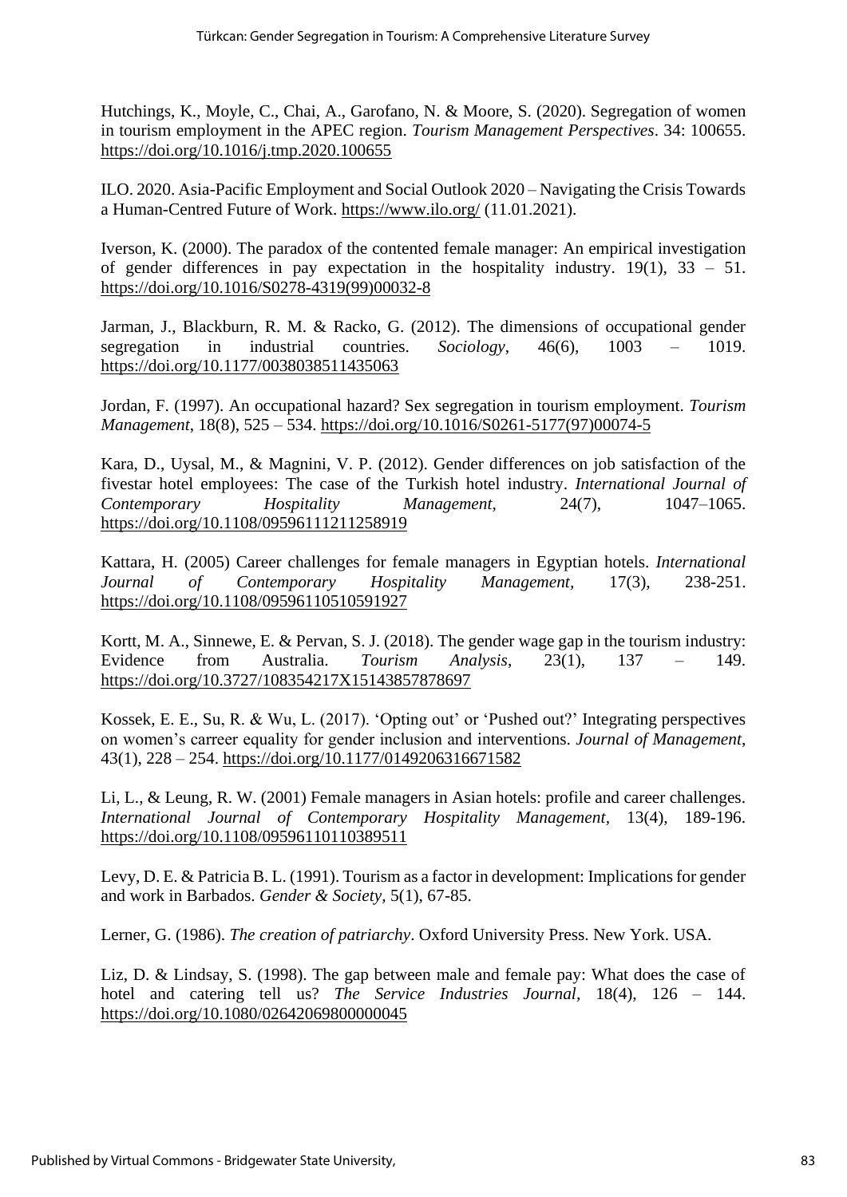Hutchings, K., Moyle, C., Chai, A., Garofano, N. & Moore, S. (2020). Segregation of women in tourism employment in the APEC region. *Tourism Management Perspectives*. 34: 100655. https://doi.org/10.1016/j.tmp.2020.100655

ILO. 2020. Asia-Pacific Employment and Social Outlook 2020 – Navigating the Crisis Towards a Human-Centred Future of Work. https://www.ilo.org/ (11.01.2021).

Iverson, K. (2000). The paradox of the contented female manager: An empirical investigation of gender differences in pay expectation in the hospitality industry. 19(1), 33 – 51. https://doi.org/10.1016/S0278-4319(99)00032-8

Jarman, J., Blackburn, R. M. & Racko, G. (2012). The dimensions of occupational gender segregation in industrial countries. *Sociology*, 46(6), 1003 – 1019. https://doi.org/10.1177/0038038511435063

Jordan, F. (1997). An occupational hazard? Sex segregation in tourism employment. *Tourism Management*, 18(8), 525 – 534. https://doi.org/10.1016/S0261-5177(97)00074-5

Kara, D., Uysal, M., & Magnini, V. P. (2012). Gender differences on job satisfaction of the fivestar hotel employees: The case of the Turkish hotel industry. *International Journal of Contemporary Hospitality Management*, 24(7), 1047–1065. https://doi.org/10.1108/09596111211258919

Kattara, H. (2005) Career challenges for female managers in Egyptian hotels. *International Journal of Contemporary Hospitality Management*, 17(3), 238-251. https://doi.org/10.1108/09596110510591927

Kortt, M. A., Sinnewe, E. & Pervan, S. J. (2018). The gender wage gap in the tourism industry: Evidence from Australia. *Tourism Analysis*, 23(1), 137 – 149. https://doi.org/10.3727/108354217X15143857878697

Kossek, E. E., Su, R. & Wu, L. (2017). 'Opting out' or 'Pushed out?' Integrating perspectives on women's carreer equality for gender inclusion and interventions. *Journal of Management*, 43(1), 228 – 254. https://doi.org/10.1177/0149206316671582

Li, L., & Leung, R. W. (2001) Female managers in Asian hotels: profile and career challenges. *International Journal of Contemporary Hospitality Management*, 13(4), 189-196. https://doi.org/10.1108/09596110110389511

Levy, D. E. & Patricia B. L. (1991). Tourism as a factor in development: Implications for gender and work in Barbados. *Gender & Society*, 5(1), 67-85.

Lerner, G. (1986). *The creation of patriarchy*. Oxford University Press. New York. USA.

Liz, D. & Lindsay, S. (1998). The gap between male and female pay: What does the case of hotel and catering tell us? *The Service Industries Journal*, 18(4), 126 – 144. https://doi.org/10.1080/02642069800000045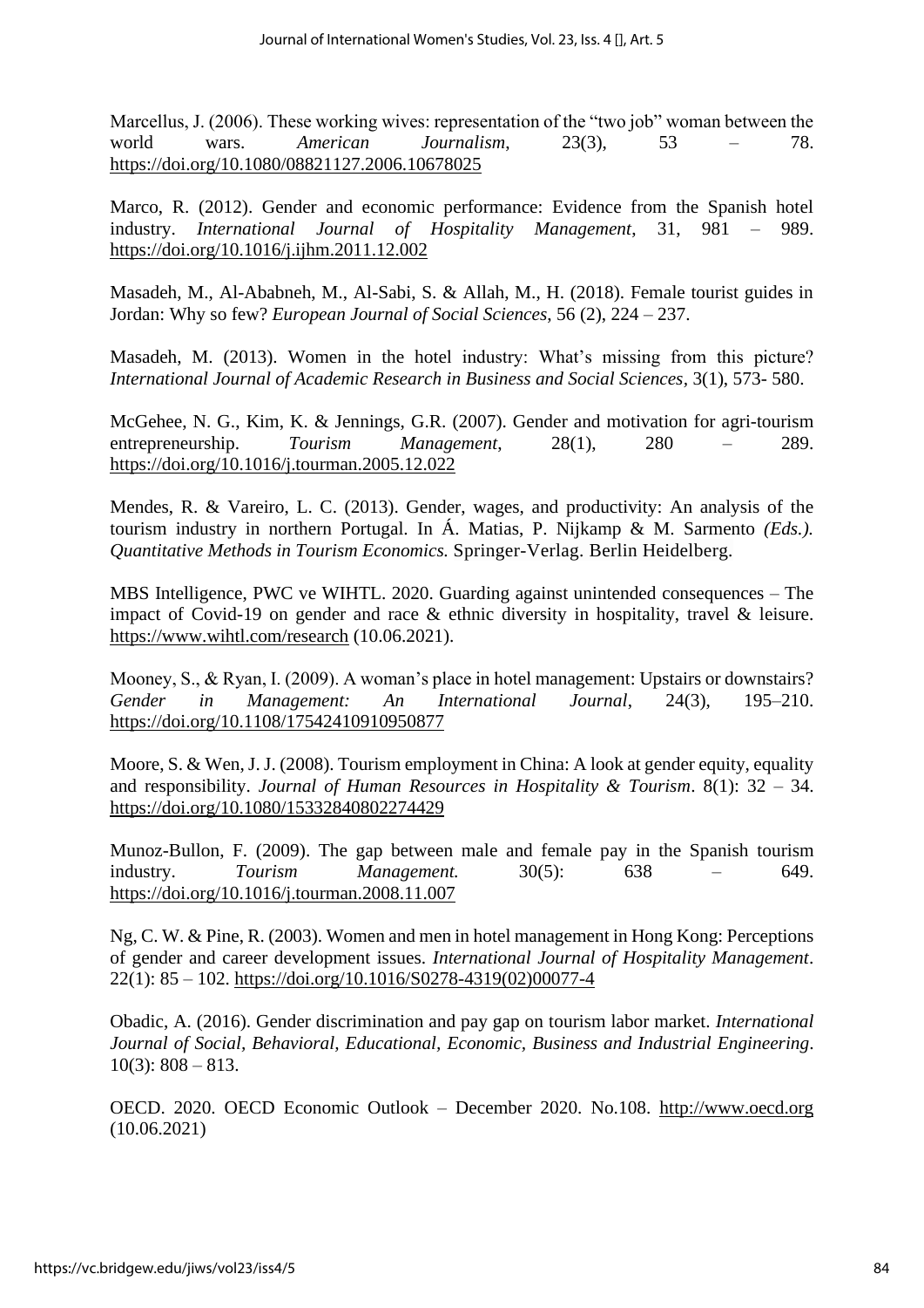Marcellus, J. (2006). These working wives: representation of the "two job" woman between the world wars. *American Journalism*, 23(3), 53 – 78. https://doi.org/10.1080/08821127.2006.10678025

Marco, R. (2012). Gender and economic performance: Evidence from the Spanish hotel industry. *International Journal of Hospitality Management*, 31, 981 – 989. https://doi.org/10.1016/j.ijhm.2011.12.002

Masadeh, M., Al-Ababneh, M., Al-Sabi, S. & Allah, M., H. (2018). Female tourist guides in Jordan: Why so few? *European Journal of Social Sciences*, 56 (2), 224 – 237.

Masadeh, M. (2013). Women in the hotel industry: What's missing from this picture? *International Journal of Academic Research in Business and Social Sciences*, 3(1), 573- 580.

McGehee, N. G., Kim, K. & Jennings, G.R. (2007). Gender and motivation for agri-tourism entrepreneurship. *Tourism Management*, 28(1), 280 – 289. https://doi.org/10.1016/j.tourman.2005.12.022

Mendes, R. & Vareiro, L. C. (2013). Gender, wages, and productivity: An analysis of the tourism industry in northern Portugal. In Á. Matias, P. Nijkamp & M. Sarmento *(Eds.). Quantitative Methods in Tourism Economics.* Springer-Verlag. Berlin Heidelberg.

MBS Intelligence, PWC ve WIHTL. 2020. Guarding against unintended consequences – The impact of Covid-19 on gender and race & ethnic diversity in hospitality, travel & leisure. https://www.wihtl.com/research (10.06.2021).

Mooney, S., & Ryan, I. (2009). A woman's place in hotel management: Upstairs or downstairs? *Gender in Management: An International Journal*, 24(3), 195–210. https://doi.org/10.1108/17542410910950877

Moore, S. & Wen, J. J. (2008). Tourism employment in China: A look at gender equity, equality and responsibility. *Journal of Human Resources in Hospitality & Tourism*. 8(1): 32 – 34. https://doi.org/10.1080/15332840802274429

Munoz-Bullon, F. (2009). The gap between male and female pay in the Spanish tourism industry. *Tourism Management.* 30(5): 638 – 649. https://doi.org/10.1016/j.tourman.2008.11.007

Ng, C. W. & Pine, R. (2003). Women and men in hotel management in Hong Kong: Perceptions of gender and career development issues. *International Journal of Hospitality Management*. 22(1): 85 – 102. https://doi.org/10.1016/S0278-4319(02)00077-4

Obadic, A. (2016). Gender discrimination and pay gap on tourism labor market. *International Journal of Social, Behavioral, Educational, Economic, Business and Industrial Engineering*. 10(3): 808 – 813.

OECD. 2020. OECD Economic Outlook – December 2020. No.108. http://www.oecd.org (10.06.2021)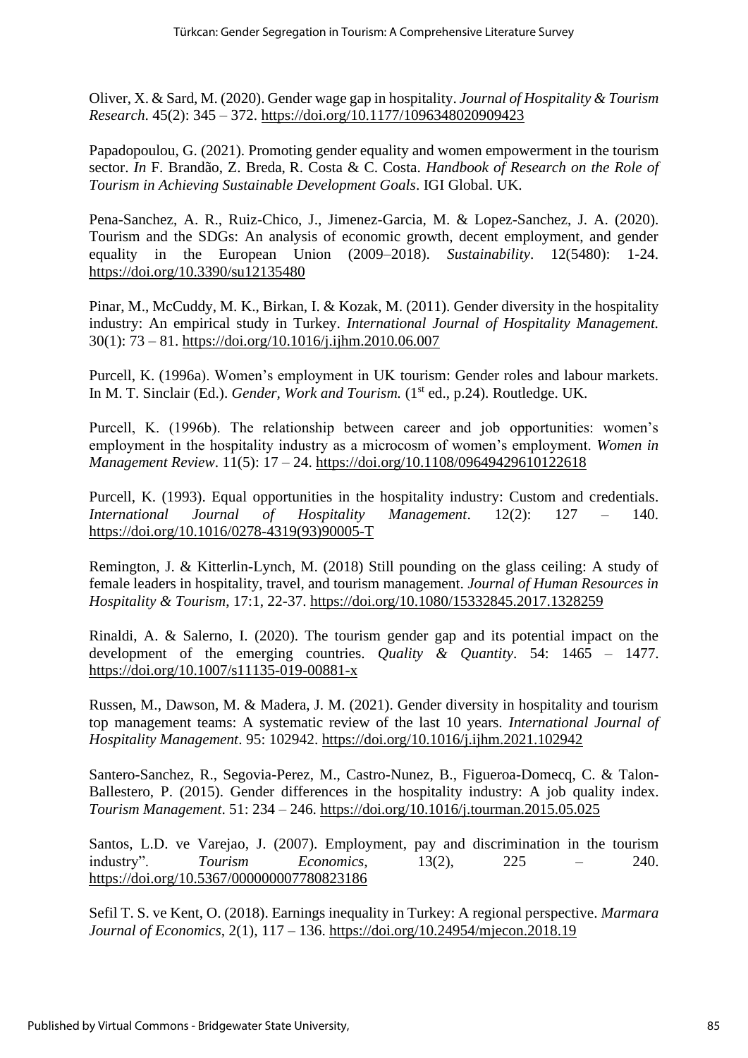Oliver, X. & Sard, M. (2020). Gender wage gap in hospitality. *Journal of Hospitality & Tourism Research*. 45(2): 345 – 372. https://doi.org/10.1177/1096348020909423

Papadopoulou, G. (2021). Promoting gender equality and women empowerment in the tourism sector. *In* F. Brandão, Z. Breda, R. Costa & C. Costa. *Handbook of Research on the Role of Tourism in Achieving Sustainable Development Goals*. IGI Global. UK.

Pena-Sanchez, A. R., Ruiz-Chico, J., Jimenez-Garcia, M. & Lopez-Sanchez, J. A. (2020). Tourism and the SDGs: An analysis of economic growth, decent employment, and gender equality in the European Union (2009–2018). *Sustainability*. 12(5480): 1-24. https://doi.org/10.3390/su12135480

Pinar, M., McCuddy, M. K., Birkan, I. & Kozak, M. (2011). Gender diversity in the hospitality industry: An empirical study in Turkey. *International Journal of Hospitality Management.* 30(1): 73 – 81. https://doi.org/10.1016/j.ijhm.2010.06.007

Purcell, K. (1996a). Women's employment in UK tourism: Gender roles and labour markets. In M. T. Sinclair (Ed.). *Gender, Work and Tourism.* (1st ed., p.24). Routledge. UK.

Purcell, K. (1996b). The relationship between career and job opportunities: women's employment in the hospitality industry as a microcosm of women's employment. *Women in Management Review*. 11(5): 17 – 24. https://doi.org/10.1108/09649429610122618

Purcell, K. (1993). Equal opportunities in the hospitality industry: Custom and credentials. *International Journal of Hospitality Management*. 12(2): 127 – 140. https://doi.org/10.1016/0278-4319(93)90005-T

Remington, J. & Kitterlin-Lynch, M. (2018) Still pounding on the glass ceiling: A study of female leaders in hospitality, travel, and tourism management. *Journal of Human Resources in Hospitality & Tourism*, 17:1, 22-37. https://doi.org/10.1080/15332845.2017.1328259

Rinaldi, A. & Salerno, I. (2020). The tourism gender gap and its potential impact on the development of the emerging countries. *Quality & Quantity*. 54: 1465 – 1477. https://doi.org/10.1007/s11135-019-00881-x

Russen, M., Dawson, M. & Madera, J. M. (2021). Gender diversity in hospitality and tourism top management teams: A systematic review of the last 10 years. *International Journal of Hospitality Management*. 95: 102942. https://doi.org/10.1016/j.ijhm.2021.102942

Santero-Sanchez, R., Segovia-Perez, M., Castro-Nunez, B., Figueroa-Domecq, C. & Talon-Ballestero, P. (2015). Gender differences in the hospitality industry: A job quality index. *Tourism Management*. 51: 234 – 246. https://doi.org/10.1016/j.tourman.2015.05.025

Santos, L.D. ve Varejao, J. (2007). Employment, pay and discrimination in the tourism industry". *Tourism Economics*, 13(2), 225 – 240. https://doi.org/10.5367/000000007780823186

Sefil T. S. ve Kent, O. (2018). Earnings inequality in Turkey: A regional perspective. *Marmara Journal of Economics*, 2(1), 117 – 136. https://doi.org/10.24954/mjecon.2018.19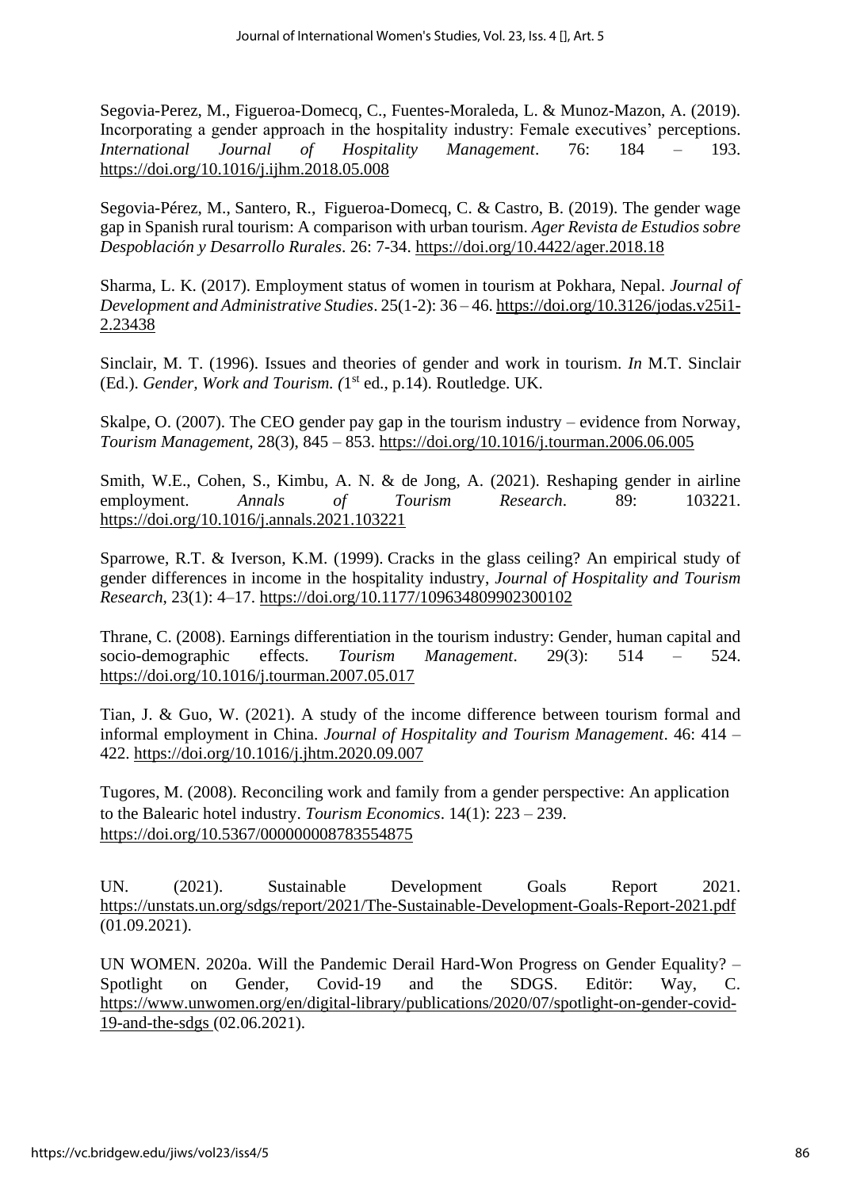Segovia-Perez, M., Figueroa-Domecq, C., Fuentes-Moraleda, L. & Munoz-Mazon, A. (2019). Incorporating a gender approach in the hospitality industry: Female executives' perceptions. *International Journal of Hospitality Management*. 76: 184 – 193. https://doi.org/10.1016/j.ijhm.2018.05.008

Segovia-Pérez, M., Santero, R., Figueroa-Domecq, C. & Castro, B. (2019). The gender wage gap in Spanish rural tourism: A comparison with urban tourism. *Ager Revista de Estudios sobre Despoblación y Desarrollo Rurales*. 26: 7-34. https://doi.org/10.4422/ager.2018.18

Sharma, L. K. (2017). Employment status of women in tourism at Pokhara, Nepal. *Journal of Development and Administrative Studies*. 25(1-2): 36 – 46. https://doi.org/10.3126/jodas.v25i1-2.23438

Sinclair, M. T. (1996). Issues and theories of gender and work in tourism. *In* M.T. Sinclair (Ed.). *Gender, Work and Tourism. (*1st ed., p.14). Routledge. UK.

Skalpe, O. (2007). The CEO gender pay gap in the tourism industry – evidence from Norway, *Tourism Management*, 28(3), 845 – 853. https://doi.org/10.1016/j.tourman.2006.06.005

Smith, W.E., Cohen, S., Kimbu, A. N. & de Jong, A. (2021). Reshaping gender in airline employment. *Annals of Tourism Research*. 89: 103221. https://doi.org/10.1016/j.annals.2021.103221

Sparrowe, R.T. & Iverson, K.M. (1999). Cracks in the glass ceiling? An empirical study of gender differences in income in the hospitality industry, *Journal of Hospitality and Tourism Research*, 23(1): 4–17. https://doi.org/10.1177/109634809902300102

Thrane, C. (2008). Earnings differentiation in the tourism industry: Gender, human capital and socio-demographic effects. *Tourism Management*. 29(3): 514 – 524. https://doi.org/10.1016/j.tourman.2007.05.017

Tian, J. & Guo, W. (2021). A study of the income difference between tourism formal and informal employment in China. *Journal of Hospitality and Tourism Management*. 46: 414 – 422. https://doi.org/10.1016/j.jhtm.2020.09.007

Tugores, M. (2008). Reconciling work and family from a gender perspective: An application to the Balearic hotel industry. *Tourism Economics*. 14(1): 223 – 239. https://doi.org/10.5367/000000008783554875

UN. (2021). Sustainable Development Goals Report 2021. https://unstats.un.org/sdgs/report/2021/The-Sustainable-Development-Goals-Report-2021.pdf (01.09.2021).

UN WOMEN. 2020a. Will the Pandemic Derail Hard-Won Progress on Gender Equality? – Spotlight on Gender, Covid-19 and the SDGS. Editör: Way, C. https://www.unwomen.org/en/digital-library/publications/2020/07/spotlight-on-gender-covid-19-and-the-sdgs (02.06.2021).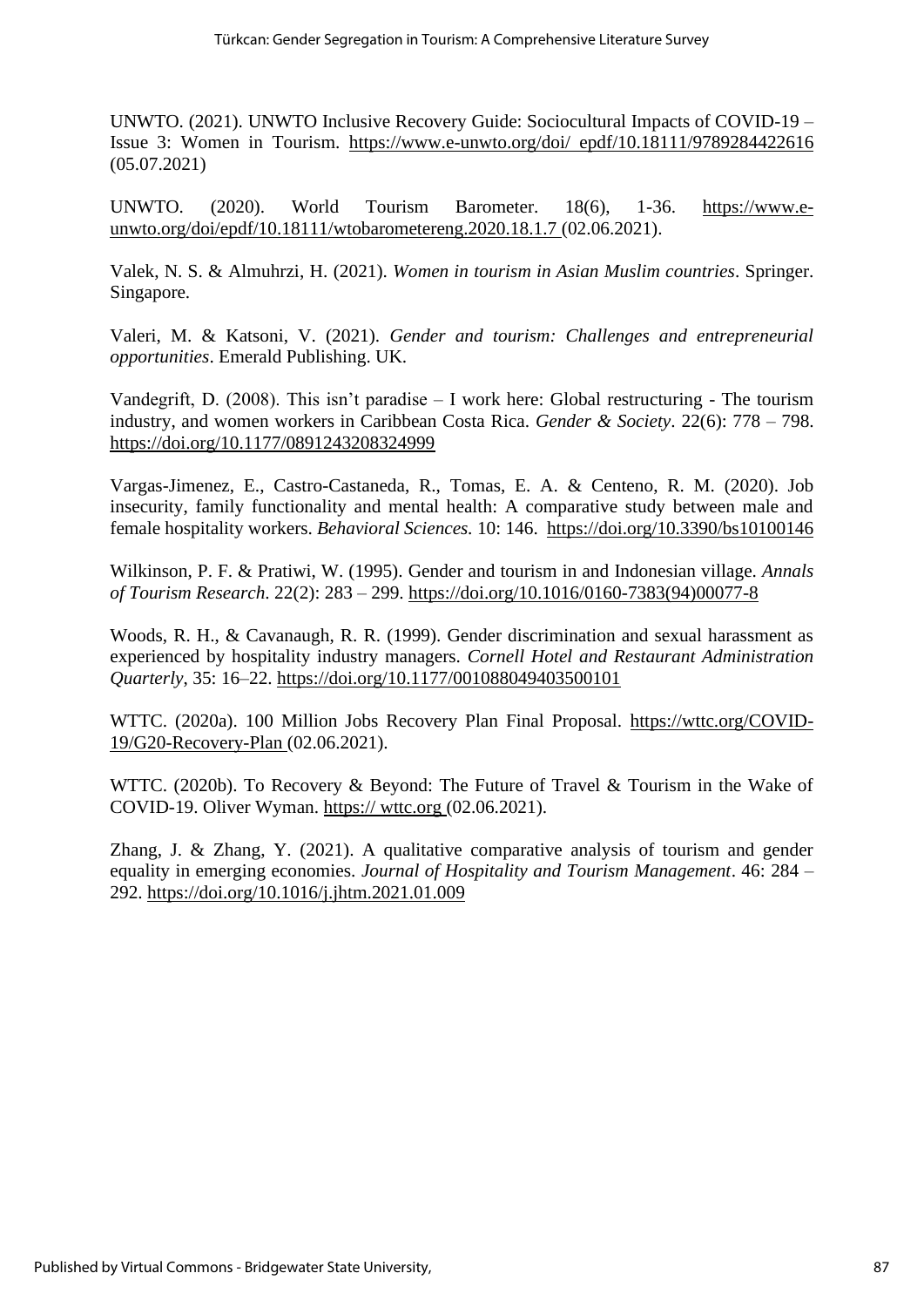UNWTO. (2021). UNWTO Inclusive Recovery Guide: Sociocultural Impacts of COVID-19 – Issue 3: Women in Tourism. https://www.e-unwto.org/doi/ epdf/10.18111/9789284422616 (05.07.2021)

UNWTO. (2020). World Tourism Barometer. 18(6), 1-36. https://www.e-unwto.org/doi/epdf/10.18111/wtobarometereng.2020.18.1.7 (02.06.2021).

Valek, N. S. & Almuhrzi, H. (2021). *Women in tourism in Asian Muslim countries*. Springer. Singapore.

Valeri, M. & Katsoni, V. (2021). *Gender and tourism: Challenges and entrepreneurial opportunities*. Emerald Publishing. UK.

Vandegrift, D. (2008). This isn't paradise – I work here: Global restructuring - The tourism industry, and women workers in Caribbean Costa Rica. *Gender & Society*. 22(6): 778 – 798. https://doi.org/10.1177/0891243208324999

Vargas-Jimenez, E., Castro-Castaneda, R., Tomas, E. A. & Centeno, R. M. (2020). Job insecurity, family functionality and mental health: A comparative study between male and female hospitality workers. *Behavioral Sciences*. 10: 146. https://doi.org/10.3390/bs10100146

Wilkinson, P. F. & Pratiwi, W. (1995). Gender and tourism in and Indonesian village. *Annals of Tourism Research*. 22(2): 283 – 299. https://doi.org/10.1016/0160-7383(94)00077-8

Woods, R. H., & Cavanaugh, R. R. (1999). Gender discrimination and sexual harassment as experienced by hospitality industry managers. *Cornell Hotel and Restaurant Administration Quarterly*, 35: 16–22. https://doi.org/10.1177/001088049403500101

WTTC. (2020a). 100 Million Jobs Recovery Plan Final Proposal. https://wttc.org/COVID-19/G20-Recovery-Plan (02.06.2021).

WTTC. (2020b). To Recovery & Beyond: The Future of Travel & Tourism in the Wake of COVID-19. Oliver Wyman. https:// wttc.org (02.06.2021).

Zhang, J. & Zhang, Y. (2021). A qualitative comparative analysis of tourism and gender equality in emerging economies. *Journal of Hospitality and Tourism Management*. 46: 284 – 292. https://doi.org/10.1016/j.jhtm.2021.01.009